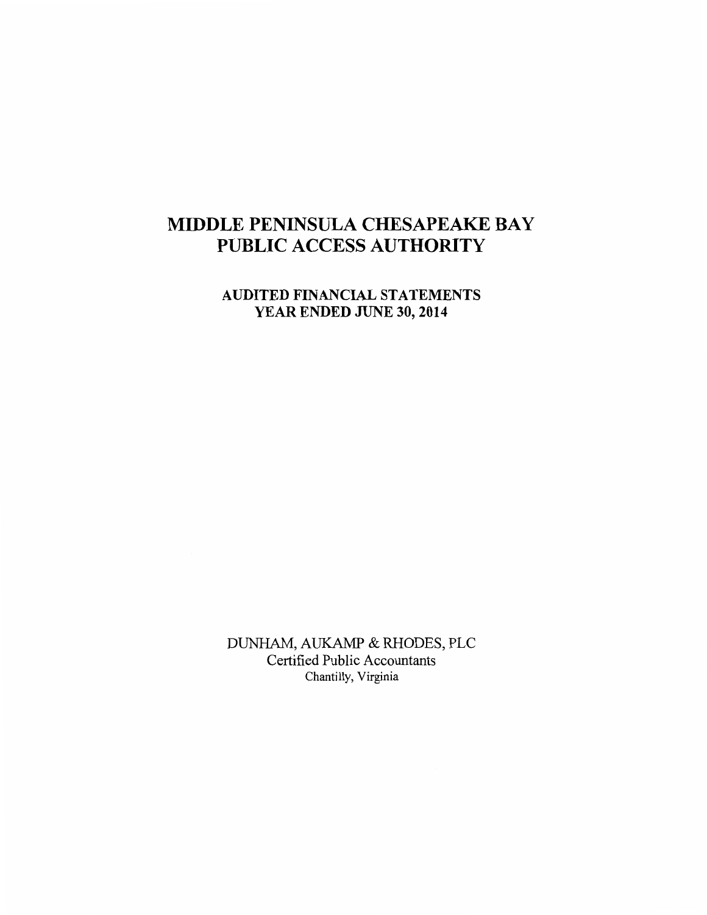# MIDDLE PENINSULA CHESAPEAKE BAY PUBLIC ACCESS AUTHORITY

## AUDITED FINANCIAL STATEMENTS
## YEAR ENDED JUNE 30, 2014

DUNHAM, AUKAMP & RHODES, PLC
Certified Public Accountants
Chantilly, Virginia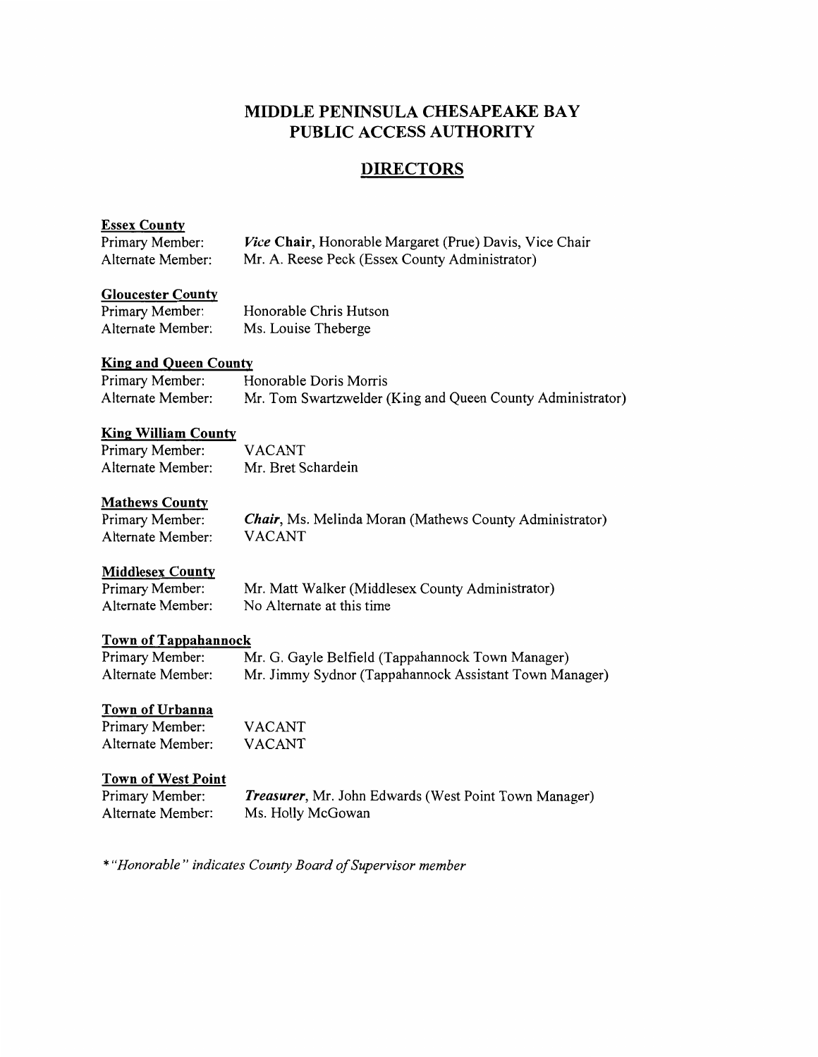# MIDDLE PENINSULA CHESAPEAKE BAY PUBLIC ACCESS AUTHORITY

## DIRECTORS

**Essex County**

Primary Member: *Vice* **Chair**, Honorable Margaret (Prue) Davis, Vice Chair
Alternate Member: Mr. A. Reese Peck (Essex County Administrator)

**Gloucester County**

Primary Member: Honorable Chris Hutson
Alternate Member: Ms. Louise Theberge

**King and Queen County**

Primary Member: Honorable Doris Morris
Alternate Member: Mr. Tom Swartzwelder (King and Queen County Administrator)

**King William County**

Primary Member: VACANT
Alternate Member: Mr. Bret Schardein

**Mathews County**

Primary Member: ***Chair***, Ms. Melinda Moran (Mathews County Administrator)
Alternate Member: VACANT

**Middlesex County**

Primary Member: Mr. Matt Walker (Middlesex County Administrator)
Alternate Member: No Alternate at this time

**Town of Tappahannock**

Primary Member: Mr. G. Gayle Belfield (Tappahannock Town Manager)
Alternate Member: Mr. Jimmy Sydnor (Tappahannock Assistant Town Manager)

**Town of Urbanna**

Primary Member: VACANT
Alternate Member: VACANT

**Town of West Point**

Primary Member: ***Treasurer***, Mr. John Edwards (West Point Town Manager)
Alternate Member: Ms. Holly McGowan

*\*"Honorable" indicates County Board of Supervisor member*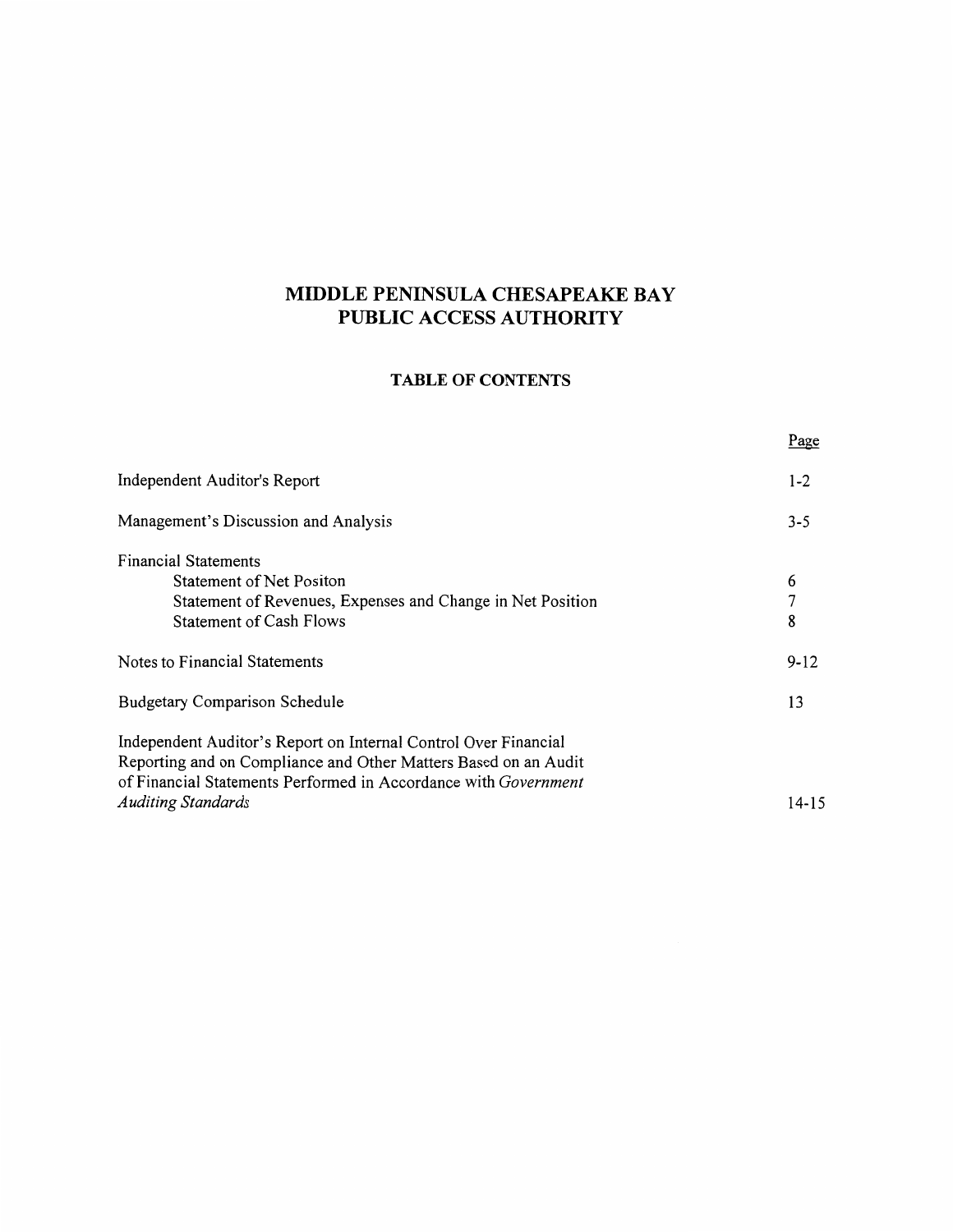# MIDDLE PENINSULA CHESAPEAKE BAY PUBLIC ACCESS AUTHORITY

## TABLE OF CONTENTS

| | Page |
|---|---|
| Independent Auditor's Report | 1-2 |
| Management's Discussion and Analysis | 3-5 |
| Financial Statements | |
| Statement of Net Positon | 6 |
| Statement of Revenues, Expenses and Change in Net Position | 7 |
| Statement of Cash Flows | 8 |
| Notes to Financial Statements | 9-12 |
| Budgetary Comparison Schedule | 13 |
| Independent Auditor's Report on Internal Control Over Financial Reporting and on Compliance and Other Matters Based on an Audit of Financial Statements Performed in Accordance with *Government Auditing Standards* | 14-15 |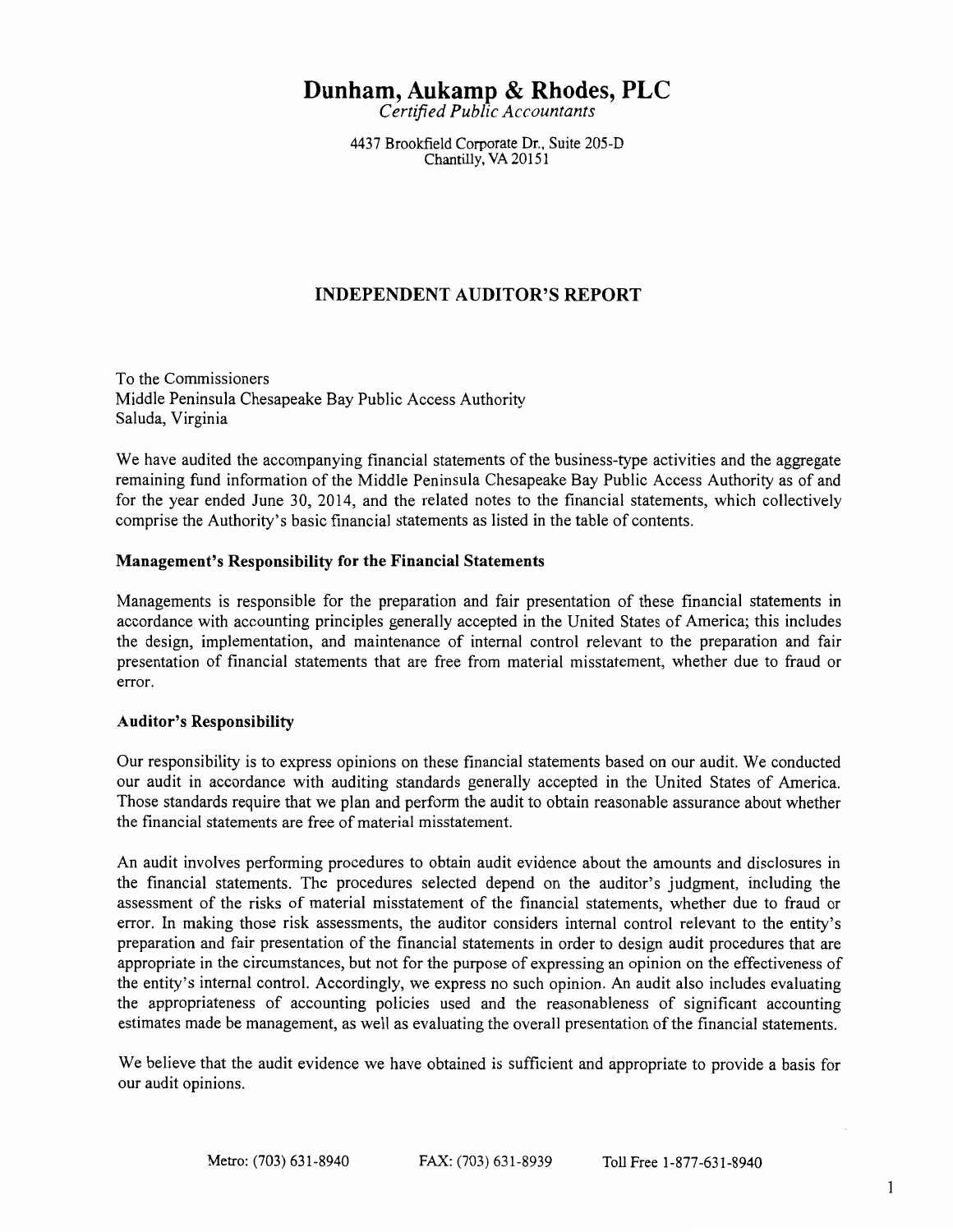# Dunham, Aukamp & Rhodes, PLC

*Certified Public Accountants*

4437 Brookfield Corporate Dr., Suite 205-D
Chantilly, VA 20151

## INDEPENDENT AUDITOR'S REPORT

To the Commissioners
Middle Peninsula Chesapeake Bay Public Access Authority
Saluda, Virginia

We have audited the accompanying financial statements of the business-type activities and the aggregate remaining fund information of the Middle Peninsula Chesapeake Bay Public Access Authority as of and for the year ended June 30, 2014, and the related notes to the financial statements, which collectively comprise the Authority's basic financial statements as listed in the table of contents.

### Management's Responsibility for the Financial Statements

Managements is responsible for the preparation and fair presentation of these financial statements in accordance with accounting principles generally accepted in the United States of America; this includes the design, implementation, and maintenance of internal control relevant to the preparation and fair presentation of financial statements that are free from material misstatement, whether due to fraud or error.

### Auditor's Responsibility

Our responsibility is to express opinions on these financial statements based on our audit. We conducted our audit in accordance with auditing standards generally accepted in the United States of America. Those standards require that we plan and perform the audit to obtain reasonable assurance about whether the financial statements are free of material misstatement.

An audit involves performing procedures to obtain audit evidence about the amounts and disclosures in the financial statements. The procedures selected depend on the auditor's judgment, including the assessment of the risks of material misstatement of the financial statements, whether due to fraud or error. In making those risk assessments, the auditor considers internal control relevant to the entity's preparation and fair presentation of the financial statements in order to design audit procedures that are appropriate in the circumstances, but not for the purpose of expressing an opinion on the effectiveness of the entity's internal control. Accordingly, we express no such opinion. An audit also includes evaluating the appropriateness of accounting policies used and the reasonableness of significant accounting estimates made be management, as well as evaluating the overall presentation of the financial statements.

We believe that the audit evidence we have obtained is sufficient and appropriate to provide a basis for our audit opinions.

Metro: (703) 631-8940 FAX: (703) 631-8939 Toll Free 1-877-631-8940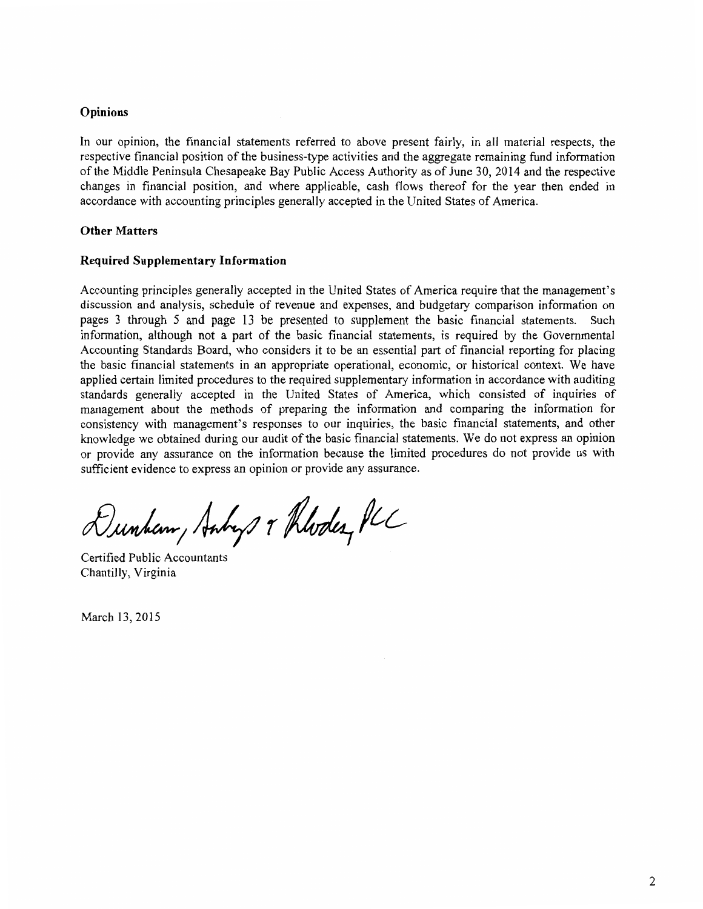### Opinions

In our opinion, the financial statements referred to above present fairly, in all material respects, the respective financial position of the business-type activities and the aggregate remaining fund information of the Middle Peninsula Chesapeake Bay Public Access Authority as of June 30, 2014 and the respective changes in financial position, and where applicable, cash flows thereof for the year then ended in accordance with accounting principles generally accepted in the United States of America.

### Other Matters

### Required Supplementary Information

Accounting principles generally accepted in the United States of America require that the management's discussion and analysis, schedule of revenue and expenses, and budgetary comparison information on pages 3 through 5 and page 13 be presented to supplement the basic financial statements. Such information, although not a part of the basic financial statements, is required by the Governmental Accounting Standards Board, who considers it to be an essential part of financial reporting for placing the basic financial statements in an appropriate operational, economic, or historical context. We have applied certain limited procedures to the required supplementary information in accordance with auditing standards generally accepted in the United States of America, which consisted of inquiries of management about the methods of preparing the information and comparing the information for consistency with management's responses to our inquiries, the basic financial statements, and other knowledge we obtained during our audit of the basic financial statements. We do not express an opinion or provide any assurance on the information because the limited procedures do not provide us with sufficient evidence to express an opinion or provide any assurance.

Dunham, Aukamp & Rhodes, PLC

Certified Public Accountants
Chantilly, Virginia

March 13, 2015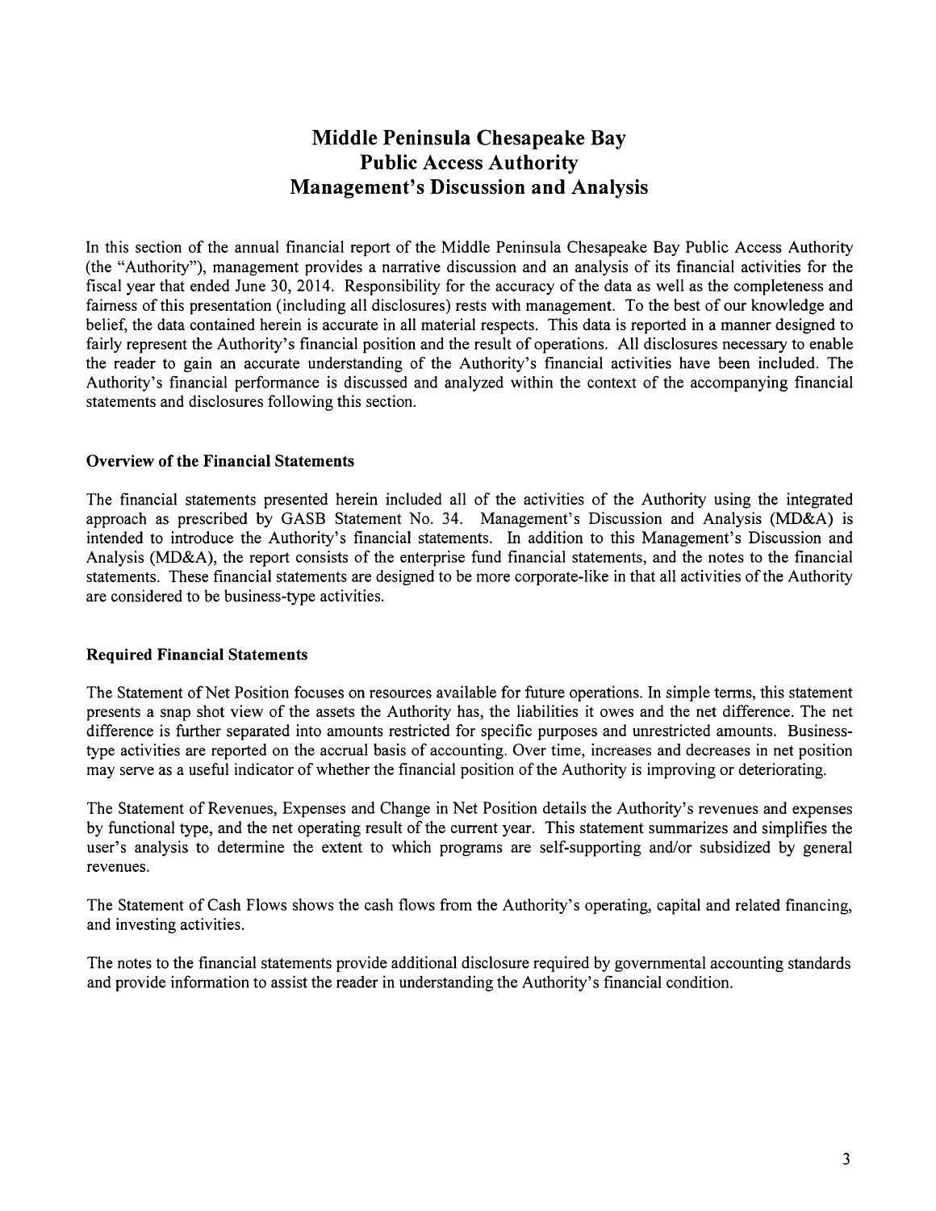# Middle Peninsula Chesapeake Bay Public Access Authority Management's Discussion and Analysis

In this section of the annual financial report of the Middle Peninsula Chesapeake Bay Public Access Authority (the "Authority"), management provides a narrative discussion and an analysis of its financial activities for the fiscal year that ended June 30, 2014. Responsibility for the accuracy of the data as well as the completeness and fairness of this presentation (including all disclosures) rests with management. To the best of our knowledge and belief, the data contained herein is accurate in all material respects. This data is reported in a manner designed to fairly represent the Authority's financial position and the result of operations. All disclosures necessary to enable the reader to gain an accurate understanding of the Authority's financial activities have been included. The Authority's financial performance is discussed and analyzed within the context of the accompanying financial statements and disclosures following this section.

**Overview of the Financial Statements**

The financial statements presented herein included all of the activities of the Authority using the integrated approach as prescribed by GASB Statement No. 34. Management's Discussion and Analysis (MD&A) is intended to introduce the Authority's financial statements. In addition to this Management's Discussion and Analysis (MD&A), the report consists of the enterprise fund financial statements, and the notes to the financial statements. These financial statements are designed to be more corporate-like in that all activities of the Authority are considered to be business-type activities.

**Required Financial Statements**

The Statement of Net Position focuses on resources available for future operations. In simple terms, this statement presents a snap shot view of the assets the Authority has, the liabilities it owes and the net difference. The net difference is further separated into amounts restricted for specific purposes and unrestricted amounts. Business-type activities are reported on the accrual basis of accounting. Over time, increases and decreases in net position may serve as a useful indicator of whether the financial position of the Authority is improving or deteriorating.

The Statement of Revenues, Expenses and Change in Net Position details the Authority's revenues and expenses by functional type, and the net operating result of the current year. This statement summarizes and simplifies the user's analysis to determine the extent to which programs are self-supporting and/or subsidized by general revenues.

The Statement of Cash Flows shows the cash flows from the Authority's operating, capital and related financing, and investing activities.

The notes to the financial statements provide additional disclosure required by governmental accounting standards and provide information to assist the reader in understanding the Authority's financial condition.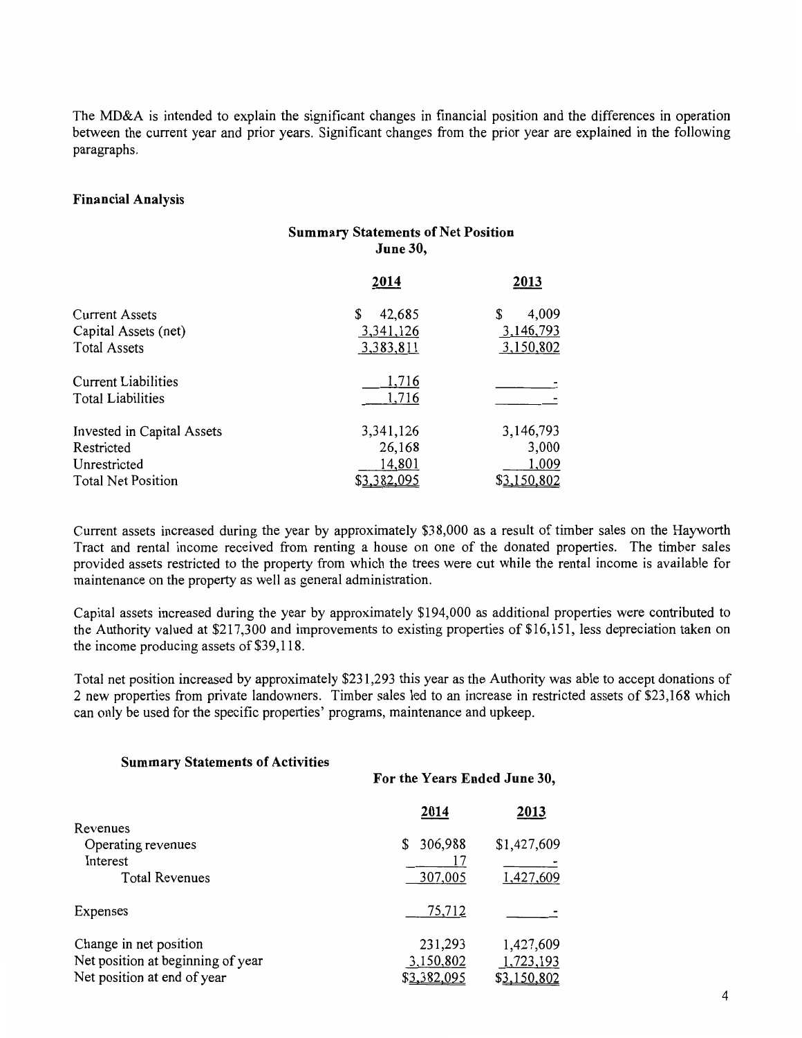The MD&A is intended to explain the significant changes in financial position and the differences in operation between the current year and prior years. Significant changes from the prior year are explained in the following paragraphs.

**Financial Analysis**

**Summary Statements of Net Position**
**June 30,**

| | 2014 | 2013 |
|---|---|---|
| Current Assets | $ 42,685 | $ 4,009 |
| Capital Assets (net) | 3,341,126 | 3,146,793 |
| Total Assets | 3,383,811 | 3,150,802 |
| | | |
| Current Liabilities | 1,716 | - |
| Total Liabilities | 1,716 | - |
| | | |
| Invested in Capital Assets | 3,341,126 | 3,146,793 |
| Restricted | 26,168 | 3,000 |
| Unrestricted | 14,801 | 1,009 |
| Total Net Position | $3,382,095 | $3,150,802 |

Current assets increased during the year by approximately $38,000 as a result of timber sales on the Hayworth Tract and rental income received from renting a house on one of the donated properties. The timber sales provided assets restricted to the property from which the trees were cut while the rental income is available for maintenance on the property as well as general administration.

Capital assets increased during the year by approximately $194,000 as additional properties were contributed to the Authority valued at $217,300 and improvements to existing properties of $16,151, less depreciation taken on the income producing assets of $39,118.

Total net position increased by approximately $231,293 this year as the Authority was able to accept donations of 2 new properties from private landowners. Timber sales led to an increase in restricted assets of $23,168 which can only be used for the specific properties' programs, maintenance and upkeep.

**Summary Statements of Activities**

| | For the Years Ended June 30, | |
|---|---|---|
| | 2014 | 2013 |
| Revenues | | |
| Operating revenues | $ 306,988 | $1,427,609 |
| Interest | 17 | - |
| Total Revenues | 307,005 | 1,427,609 |
| | | |
| Expenses | 75,712 | - |
| | | |
| Change in net position | 231,293 | 1,427,609 |
| Net position at beginning of year | 3,150,802 | 1,723,193 |
| Net position at end of year | $3,382,095 | $3,150,802 |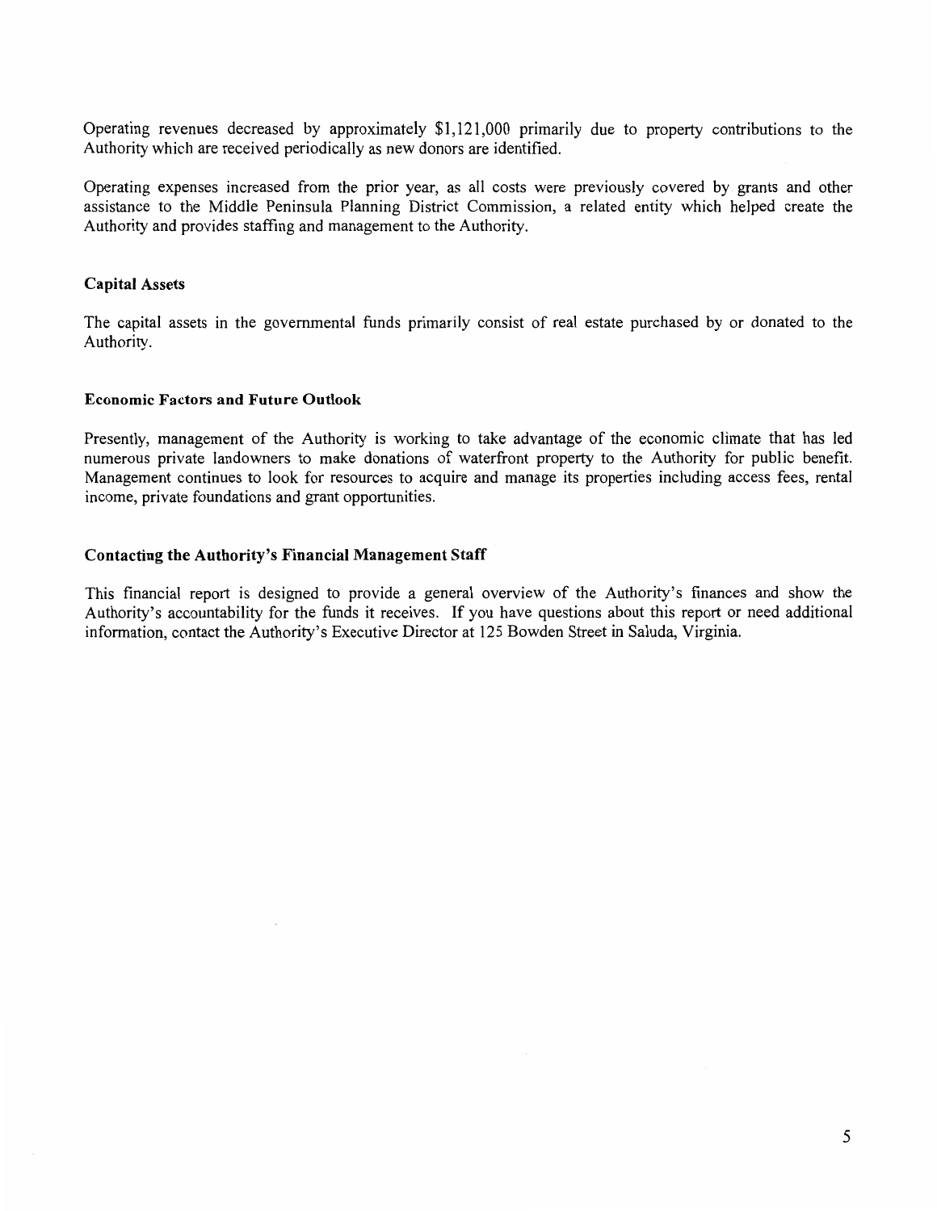Operating revenues decreased by approximately $1,121,000 primarily due to property contributions to the Authority which are received periodically as new donors are identified.

Operating expenses increased from the prior year, as all costs were previously covered by grants and other assistance to the Middle Peninsula Planning District Commission, a related entity which helped create the Authority and provides staffing and management to the Authority.

### Capital Assets

The capital assets in the governmental funds primarily consist of real estate purchased by or donated to the Authority.

### Economic Factors and Future Outlook

Presently, management of the Authority is working to take advantage of the economic climate that has led numerous private landowners to make donations of waterfront property to the Authority for public benefit. Management continues to look for resources to acquire and manage its properties including access fees, rental income, private foundations and grant opportunities.

### Contacting the Authority's Financial Management Staff

This financial report is designed to provide a general overview of the Authority's finances and show the Authority's accountability for the funds it receives. If you have questions about this report or need additional information, contact the Authority's Executive Director at 125 Bowden Street in Saluda, Virginia.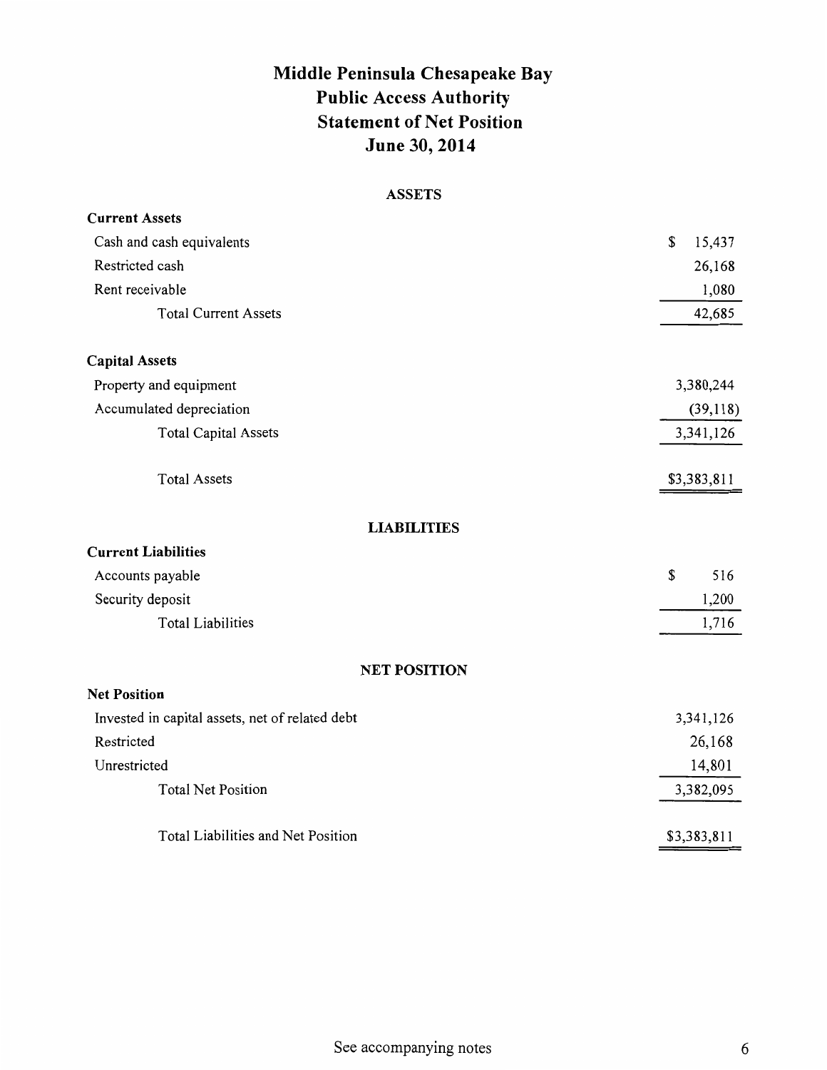# Middle Peninsula Chesapeake Bay
# Public Access Authority
# Statement of Net Position
# June 30, 2014

| | |
|---|---|
| **ASSETS** | |
| **Current Assets** | |
| Cash and cash equivalents | $ 15,437 |
| Restricted cash | 26,168 |
| Rent receivable | 1,080 |
| Total Current Assets | 42,685 |
| | |
| **Capital Assets** | |
| Property and equipment | 3,380,244 |
| Accumulated depreciation | (39,118) |
| Total Capital Assets | 3,341,126 |
| | |
| Total Assets | $3,383,811 |
| | |
| **LIABILITIES** | |
| **Current Liabilities** | |
| Accounts payable | $ 516 |
| Security deposit | 1,200 |
| Total Liabilities | 1,716 |
| | |
| **NET POSITION** | |
| **Net Position** | |
| Invested in capital assets, net of related debt | 3,341,126 |
| Restricted | 26,168 |
| Unrestricted | 14,801 |
| Total Net Position | 3,382,095 |
| | |
| Total Liabilities and Net Position | $3,383,811 |

See accompanying notes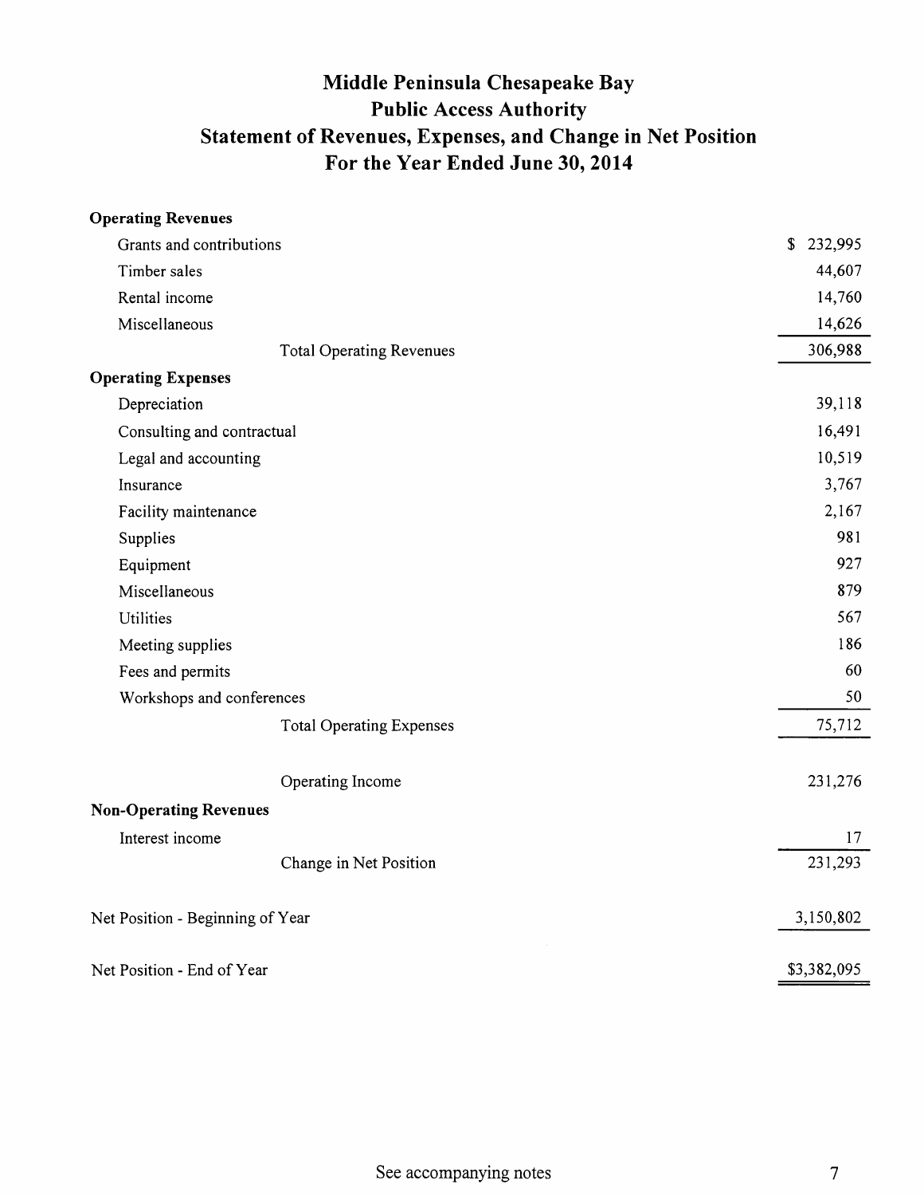# Middle Peninsula Chesapeake Bay Public Access Authority
## Statement of Revenues, Expenses, and Change in Net Position
## For the Year Ended June 30, 2014

| | |
|---|---|
| **Operating Revenues** | |
| Grants and contributions | $ 232,995 |
| Timber sales | 44,607 |
| Rental income | 14,760 |
| Miscellaneous | 14,626 |
| Total Operating Revenues | 306,988 |
| **Operating Expenses** | |
| Depreciation | 39,118 |
| Consulting and contractual | 16,491 |
| Legal and accounting | 10,519 |
| Insurance | 3,767 |
| Facility maintenance | 2,167 |
| Supplies | 981 |
| Equipment | 927 |
| Miscellaneous | 879 |
| Utilities | 567 |
| Meeting supplies | 186 |
| Fees and permits | 60 |
| Workshops and conferences | 50 |
| Total Operating Expenses | 75,712 |
| Operating Income | 231,276 |
| **Non-Operating Revenues** | |
| Interest income | 17 |
| Change in Net Position | 231,293 |
| Net Position - Beginning of Year | 3,150,802 |
| Net Position - End of Year | $3,382,095 |

See accompanying notes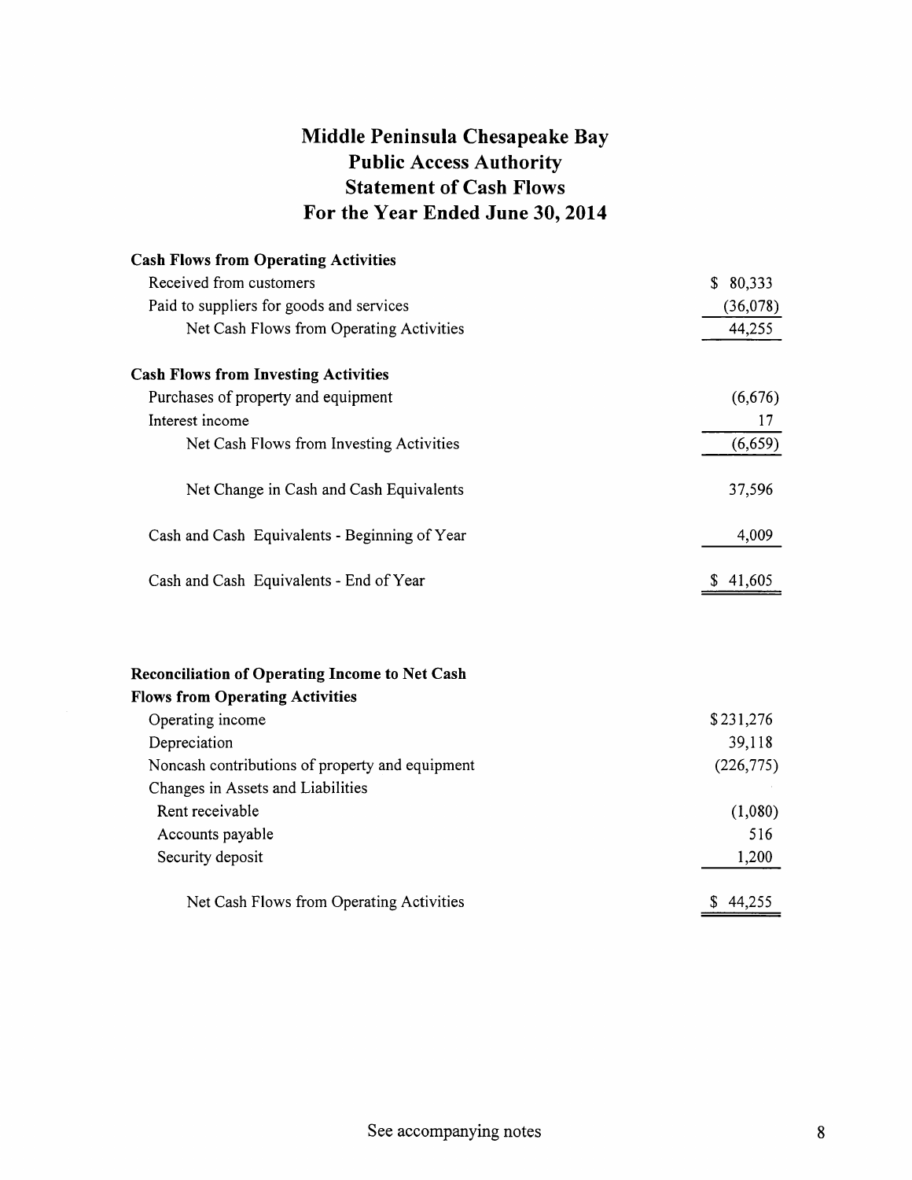# Middle Peninsula Chesapeake Bay
# Public Access Authority
# Statement of Cash Flows
# For the Year Ended June 30, 2014

| | |
|---|---|
| **Cash Flows from Operating Activities** | |
| Received from customers | $ 80,333 |
| Paid to suppliers for goods and services | (36,078) |
| Net Cash Flows from Operating Activities | 44,255 |
| **Cash Flows from Investing Activities** | |
| Purchases of property and equipment | (6,676) |
| Interest income | 17 |
| Net Cash Flows from Investing Activities | (6,659) |
| Net Change in Cash and Cash Equivalents | 37,596 |
| Cash and Cash Equivalents - Beginning of Year | 4,009 |
| Cash and Cash Equivalents - End of Year | $ 41,605 |

| | |
|---|---|
| **Reconciliation of Operating Income to Net Cash Flows from Operating Activities** | |
| Operating income | $231,276 |
| Depreciation | 39,118 |
| Noncash contributions of property and equipment | (226,775) |
| Changes in Assets and Liabilities | |
| Rent receivable | (1,080) |
| Accounts payable | 516 |
| Security deposit | 1,200 |
| Net Cash Flows from Operating Activities | $ 44,255 |

See accompanying notes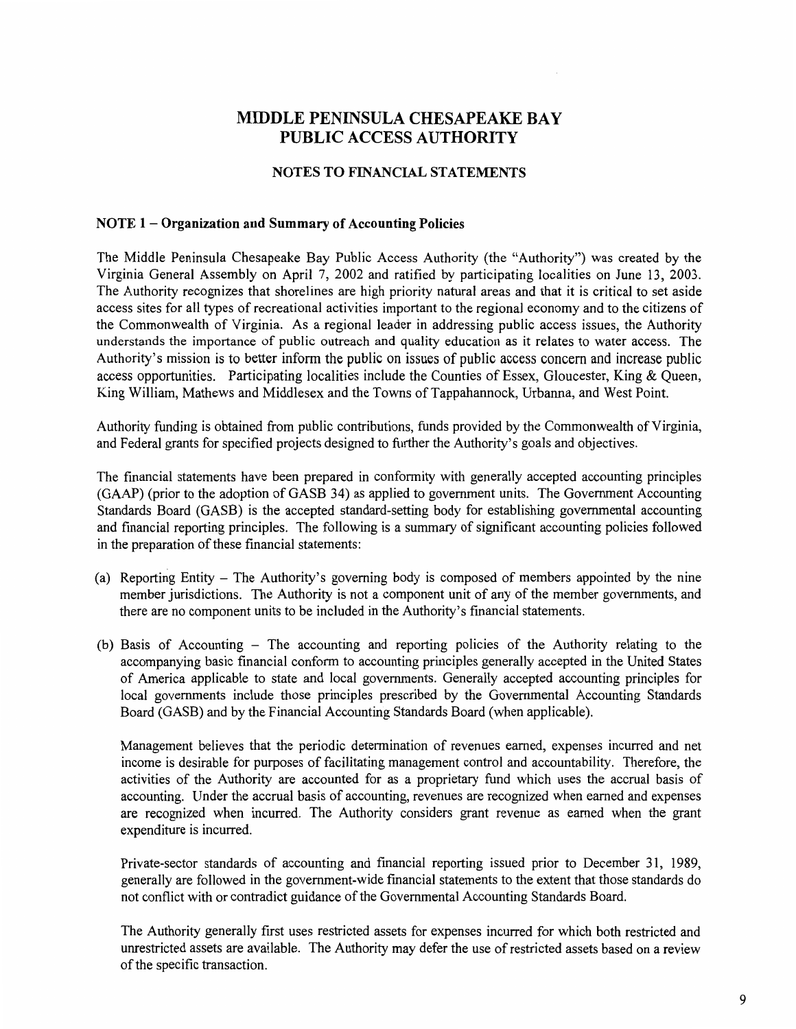# MIDDLE PENINSULA CHESAPEAKE BAY PUBLIC ACCESS AUTHORITY

## NOTES TO FINANCIAL STATEMENTS

### NOTE 1 – Organization and Summary of Accounting Policies

The Middle Peninsula Chesapeake Bay Public Access Authority (the "Authority") was created by the Virginia General Assembly on April 7, 2002 and ratified by participating localities on June 13, 2003. The Authority recognizes that shorelines are high priority natural areas and that it is critical to set aside access sites for all types of recreational activities important to the regional economy and to the citizens of the Commonwealth of Virginia. As a regional leader in addressing public access issues, the Authority understands the importance of public outreach and quality education as it relates to water access. The Authority's mission is to better inform the public on issues of public access concern and increase public access opportunities. Participating localities include the Counties of Essex, Gloucester, King & Queen, King William, Mathews and Middlesex and the Towns of Tappahannock, Urbanna, and West Point.

Authority funding is obtained from public contributions, funds provided by the Commonwealth of Virginia, and Federal grants for specified projects designed to further the Authority's goals and objectives.

The financial statements have been prepared in conformity with generally accepted accounting principles (GAAP) (prior to the adoption of GASB 34) as applied to government units. The Government Accounting Standards Board (GASB) is the accepted standard-setting body for establishing governmental accounting and financial reporting principles. The following is a summary of significant accounting policies followed in the preparation of these financial statements:

(a) Reporting Entity – The Authority's governing body is composed of members appointed by the nine member jurisdictions. The Authority is not a component unit of any of the member governments, and there are no component units to be included in the Authority's financial statements.

(b) Basis of Accounting – The accounting and reporting policies of the Authority relating to the accompanying basic financial conform to accounting principles generally accepted in the United States of America applicable to state and local governments. Generally accepted accounting principles for local governments include those principles prescribed by the Governmental Accounting Standards Board (GASB) and by the Financial Accounting Standards Board (when applicable).

Management believes that the periodic determination of revenues earned, expenses incurred and net income is desirable for purposes of facilitating management control and accountability. Therefore, the activities of the Authority are accounted for as a proprietary fund which uses the accrual basis of accounting. Under the accrual basis of accounting, revenues are recognized when earned and expenses are recognized when incurred. The Authority considers grant revenue as earned when the grant expenditure is incurred.

Private-sector standards of accounting and financial reporting issued prior to December 31, 1989, generally are followed in the government-wide financial statements to the extent that those standards do not conflict with or contradict guidance of the Governmental Accounting Standards Board.

The Authority generally first uses restricted assets for expenses incurred for which both restricted and unrestricted assets are available. The Authority may defer the use of restricted assets based on a review of the specific transaction.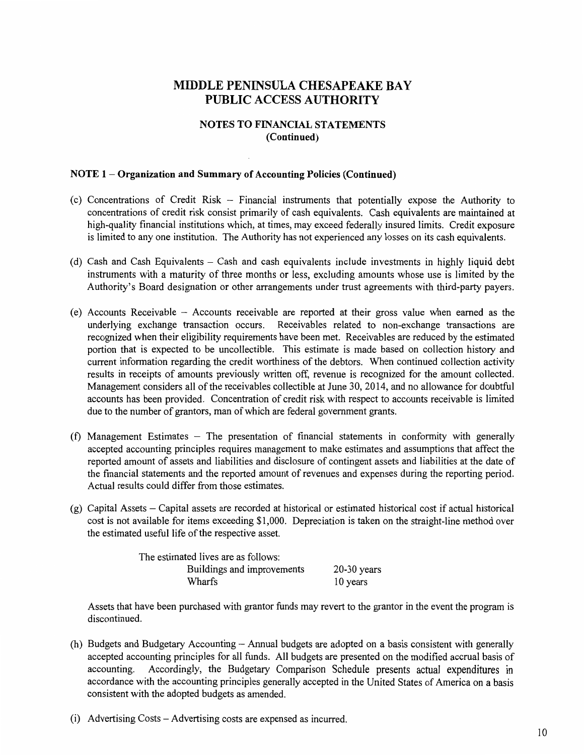# MIDDLE PENINSULA CHESAPEAKE BAY PUBLIC ACCESS AUTHORITY

## NOTES TO FINANCIAL STATEMENTS (Continued)

### NOTE 1 – Organization and Summary of Accounting Policies (Continued)

(c) Concentrations of Credit Risk – Financial instruments that potentially expose the Authority to concentrations of credit risk consist primarily of cash equivalents. Cash equivalents are maintained at high-quality financial institutions which, at times, may exceed federally insured limits. Credit exposure is limited to any one institution. The Authority has not experienced any losses on its cash equivalents.

(d) Cash and Cash Equivalents – Cash and cash equivalents include investments in highly liquid debt instruments with a maturity of three months or less, excluding amounts whose use is limited by the Authority's Board designation or other arrangements under trust agreements with third-party payers.

(e) Accounts Receivable – Accounts receivable are reported at their gross value when earned as the underlying exchange transaction occurs. Receivables related to non-exchange transactions are recognized when their eligibility requirements have been met. Receivables are reduced by the estimated portion that is expected to be uncollectible. This estimate is made based on collection history and current information regarding the credit worthiness of the debtors. When continued collection activity results in receipts of amounts previously written off, revenue is recognized for the amount collected. Management considers all of the receivables collectible at June 30, 2014, and no allowance for doubtful accounts has been provided. Concentration of credit risk with respect to accounts receivable is limited due to the number of grantors, man of which are federal government grants.

(f) Management Estimates – The presentation of financial statements in conformity with generally accepted accounting principles requires management to make estimates and assumptions that affect the reported amount of assets and liabilities and disclosure of contingent assets and liabilities at the date of the financial statements and the reported amount of revenues and expenses during the reporting period. Actual results could differ from those estimates.

(g) Capital Assets – Capital assets are recorded at historical or estimated historical cost if actual historical cost is not available for items exceeding $1,000. Depreciation is taken on the straight-line method over the estimated useful life of the respective asset.

The estimated lives are as follows:

| | |
|---|---|
| Buildings and improvements | 20-30 years |
| Wharfs | 10 years |

Assets that have been purchased with grantor funds may revert to the grantor in the event the program is discontinued.

(h) Budgets and Budgetary Accounting – Annual budgets are adopted on a basis consistent with generally accepted accounting principles for all funds. All budgets are presented on the modified accrual basis of accounting. Accordingly, the Budgetary Comparison Schedule presents actual expenditures in accordance with the accounting principles generally accepted in the United States of America on a basis consistent with the adopted budgets as amended.

(i) Advertising Costs – Advertising costs are expensed as incurred.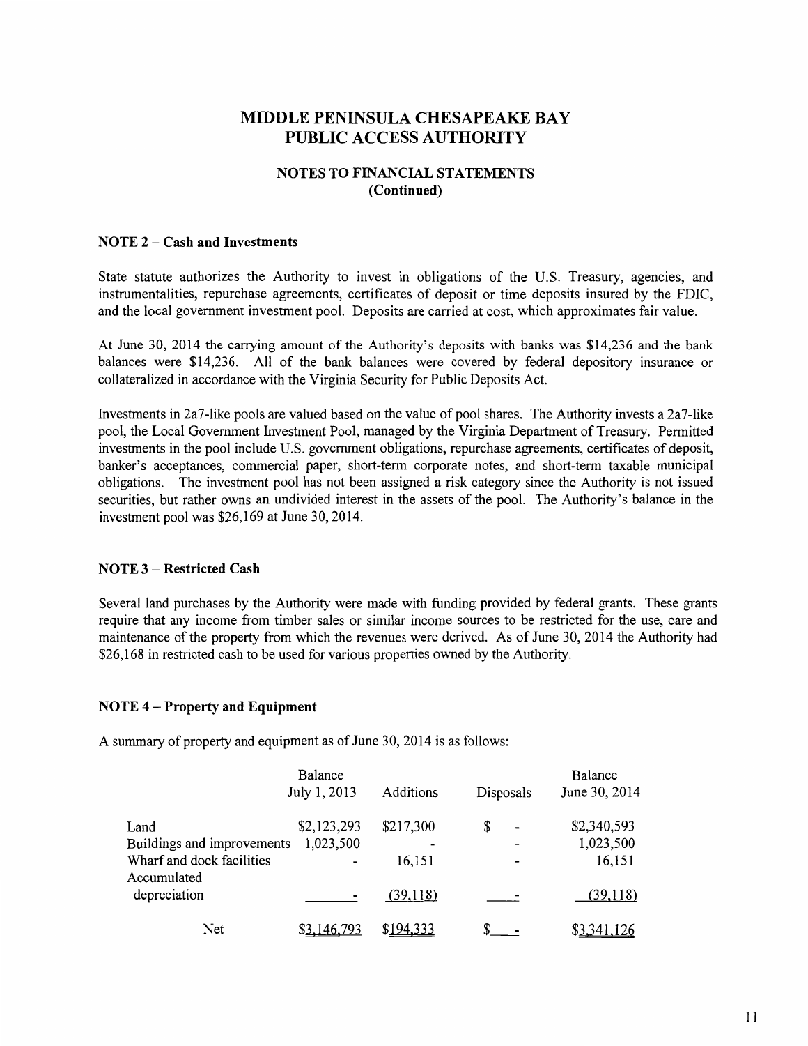# MIDDLE PENINSULA CHESAPEAKE BAY PUBLIC ACCESS AUTHORITY

## NOTES TO FINANCIAL STATEMENTS (Continued)

### NOTE 2 – Cash and Investments

State statute authorizes the Authority to invest in obligations of the U.S. Treasury, agencies, and instrumentalities, repurchase agreements, certificates of deposit or time deposits insured by the FDIC, and the local government investment pool. Deposits are carried at cost, which approximates fair value.

At June 30, 2014 the carrying amount of the Authority's deposits with banks was $14,236 and the bank balances were $14,236. All of the bank balances were covered by federal depository insurance or collateralized in accordance with the Virginia Security for Public Deposits Act.

Investments in 2a7-like pools are valued based on the value of pool shares. The Authority invests a 2a7-like pool, the Local Government Investment Pool, managed by the Virginia Department of Treasury. Permitted investments in the pool include U.S. government obligations, repurchase agreements, certificates of deposit, banker's acceptances, commercial paper, short-term corporate notes, and short-term taxable municipal obligations. The investment pool has not been assigned a risk category since the Authority is not issued securities, but rather owns an undivided interest in the assets of the pool. The Authority's balance in the investment pool was $26,169 at June 30, 2014.

### NOTE 3 – Restricted Cash

Several land purchases by the Authority were made with funding provided by federal grants. These grants require that any income from timber sales or similar income sources to be restricted for the use, care and maintenance of the property from which the revenues were derived. As of June 30, 2014 the Authority had $26,168 in restricted cash to be used for various properties owned by the Authority.

### NOTE 4 – Property and Equipment

A summary of property and equipment as of June 30, 2014 is as follows:

| | Balance July 1, 2013 | Additions | Disposals | Balance June 30, 2014 |
|---|---|---|---|---|
| Land | $2,123,293 | $217,300 | $ - | $2,340,593 |
| Buildings and improvements | 1,023,500 | - | - | 1,023,500 |
| Wharf and dock facilities | - | 16,151 | - | 16,151 |
| Accumulated depreciation | - | (39,118) | - | (39,118) |
| Net | $3,146,793 | $194,333 | $ - | $3,341,126 |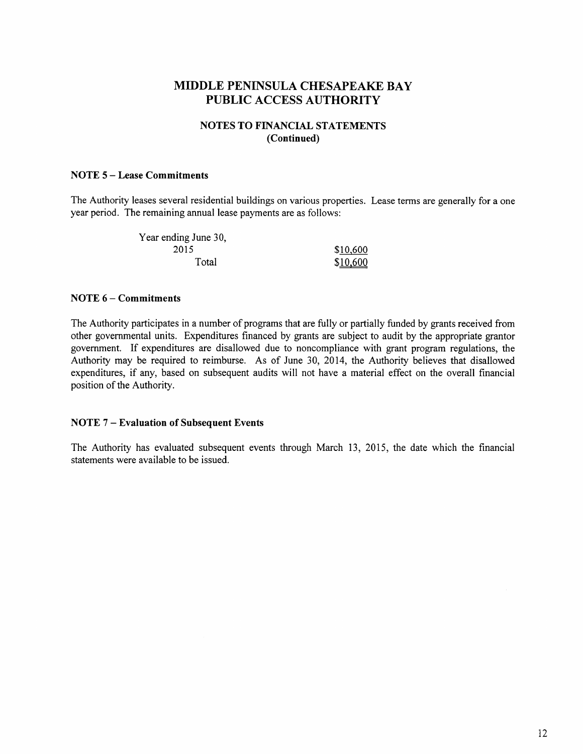# MIDDLE PENINSULA CHESAPEAKE BAY PUBLIC ACCESS AUTHORITY

## NOTES TO FINANCIAL STATEMENTS (Continued)

### NOTE 5 – Lease Commitments

The Authority leases several residential buildings on various properties. Lease terms are generally for a one year period. The remaining annual lease payments are as follows:

| Year ending June 30, | |
|---|---|
| 2015 | $10,600 |
| Total | $10,600 |

### NOTE 6 – Commitments

The Authority participates in a number of programs that are fully or partially funded by grants received from other governmental units. Expenditures financed by grants are subject to audit by the appropriate grantor government. If expenditures are disallowed due to noncompliance with grant program regulations, the Authority may be required to reimburse. As of June 30, 2014, the Authority believes that disallowed expenditures, if any, based on subsequent audits will not have a material effect on the overall financial position of the Authority.

### NOTE 7 – Evaluation of Subsequent Events

The Authority has evaluated subsequent events through March 13, 2015, the date which the financial statements were available to be issued.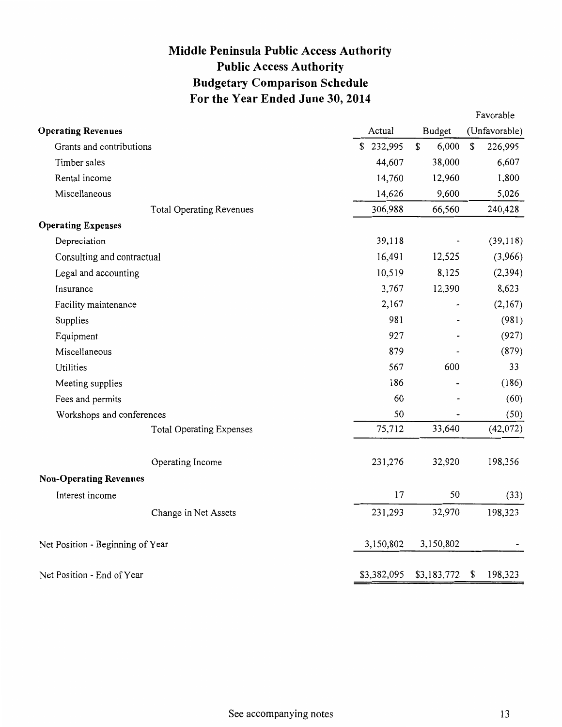# Middle Peninsula Public Access Authority
## Public Access Authority
## Budgetary Comparison Schedule
## For the Year Ended June 30, 2014

| | Actual | Budget | Favorable (Unfavorable) |
|---|---|---|---|
| **Operating Revenues** | | | |
| Grants and contributions | $ 232,995 | $ 6,000 | $ 226,995 |
| Timber sales | 44,607 | 38,000 | 6,607 |
| Rental income | 14,760 | 12,960 | 1,800 |
| Miscellaneous | 14,626 | 9,600 | 5,026 |
| Total Operating Revenues | 306,988 | 66,560 | 240,428 |
| **Operating Expenses** | | | |
| Depreciation | 39,118 | - | (39,118) |
| Consulting and contractual | 16,491 | 12,525 | (3,966) |
| Legal and accounting | 10,519 | 8,125 | (2,394) |
| Insurance | 3,767 | 12,390 | 8,623 |
| Facility maintenance | 2,167 | - | (2,167) |
| Supplies | 981 | - | (981) |
| Equipment | 927 | - | (927) |
| Miscellaneous | 879 | - | (879) |
| Utilities | 567 | 600 | 33 |
| Meeting supplies | 186 | - | (186) |
| Fees and permits | 60 | - | (60) |
| Workshops and conferences | 50 | - | (50) |
| Total Operating Expenses | 75,712 | 33,640 | (42,072) |
| Operating Income | 231,276 | 32,920 | 198,356 |
| **Non-Operating Revenues** | | | |
| Interest income | 17 | 50 | (33) |
| Change in Net Assets | 231,293 | 32,970 | 198,323 |
| Net Position - Beginning of Year | 3,150,802 | 3,150,802 | - |
| Net Position - End of Year | $3,382,095 | $3,183,772 | $ 198,323 |

See accompanying notes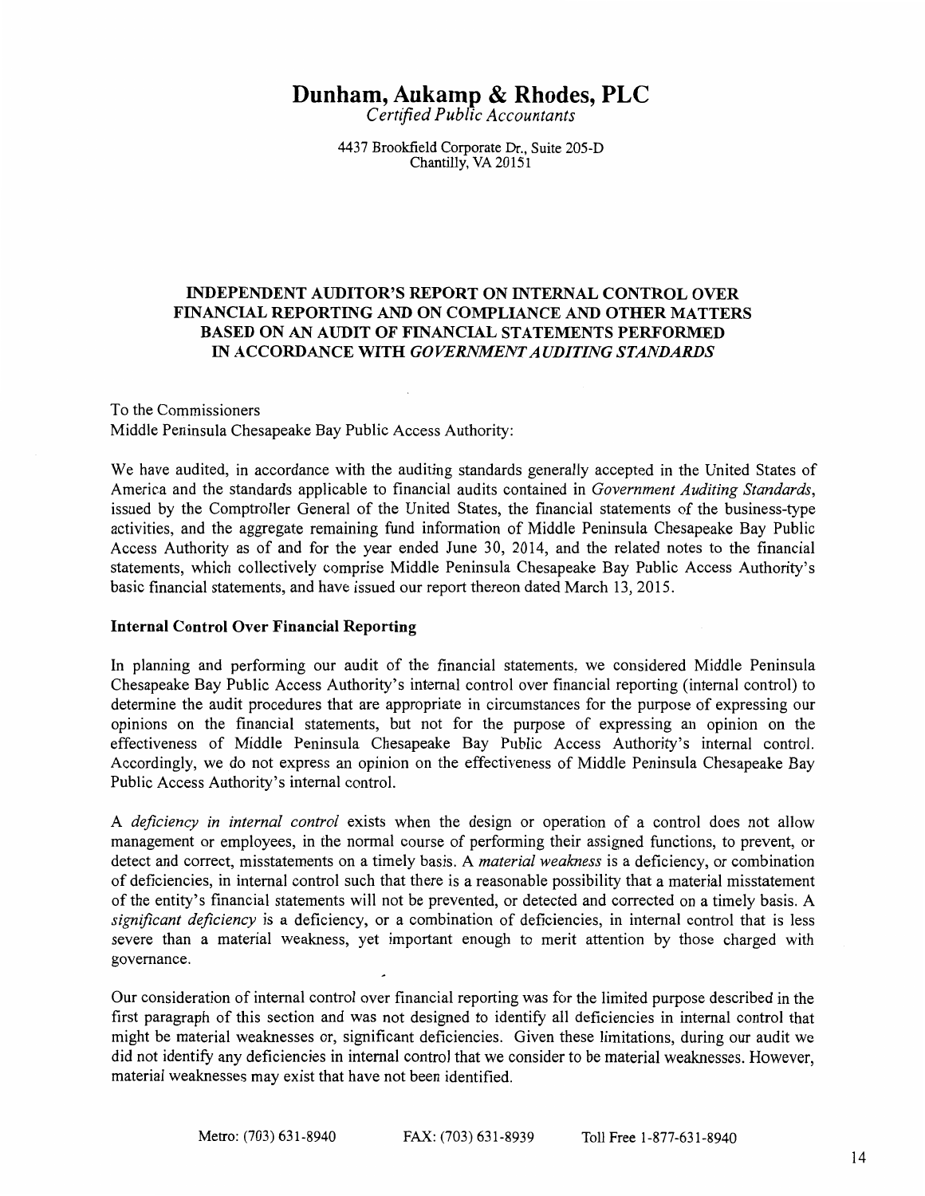# Dunham, Aukamp & Rhodes, PLC

*Certified Public Accountants*

4437 Brookfield Corporate Dr., Suite 205-D
Chantilly, VA 20151

## INDEPENDENT AUDITOR'S REPORT ON INTERNAL CONTROL OVER FINANCIAL REPORTING AND ON COMPLIANCE AND OTHER MATTERS BASED ON AN AUDIT OF FINANCIAL STATEMENTS PERFORMED IN ACCORDANCE WITH *GOVERNMENT AUDITING STANDARDS*

To the Commissioners
Middle Peninsula Chesapeake Bay Public Access Authority:

We have audited, in accordance with the auditing standards generally accepted in the United States of America and the standards applicable to financial audits contained in *Government Auditing Standards*, issued by the Comptroller General of the United States, the financial statements of the business-type activities, and the aggregate remaining fund information of Middle Peninsula Chesapeake Bay Public Access Authority as of and for the year ended June 30, 2014, and the related notes to the financial statements, which collectively comprise Middle Peninsula Chesapeake Bay Public Access Authority's basic financial statements, and have issued our report thereon dated March 13, 2015.

### Internal Control Over Financial Reporting

In planning and performing our audit of the financial statements, we considered Middle Peninsula Chesapeake Bay Public Access Authority's internal control over financial reporting (internal control) to determine the audit procedures that are appropriate in circumstances for the purpose of expressing our opinions on the financial statements, but not for the purpose of expressing an opinion on the effectiveness of Middle Peninsula Chesapeake Bay Public Access Authority's internal control. Accordingly, we do not express an opinion on the effectiveness of Middle Peninsula Chesapeake Bay Public Access Authority's internal control.

A *deficiency in internal control* exists when the design or operation of a control does not allow management or employees, in the normal course of performing their assigned functions, to prevent, or detect and correct, misstatements on a timely basis. A *material weakness* is a deficiency, or combination of deficiencies, in internal control such that there is a reasonable possibility that a material misstatement of the entity's financial statements will not be prevented, or detected and corrected on a timely basis. A *significant deficiency* is a deficiency, or a combination of deficiencies, in internal control that is less severe than a material weakness, yet important enough to merit attention by those charged with governance.

Our consideration of internal control over financial reporting was for the limited purpose described in the first paragraph of this section and was not designed to identify all deficiencies in internal control that might be material weaknesses or, significant deficiencies. Given these limitations, during our audit we did not identify any deficiencies in internal control that we consider to be material weaknesses. However, material weaknesses may exist that have not been identified.

Metro: (703) 631-8940 FAX: (703) 631-8939 Toll Free 1-877-631-8940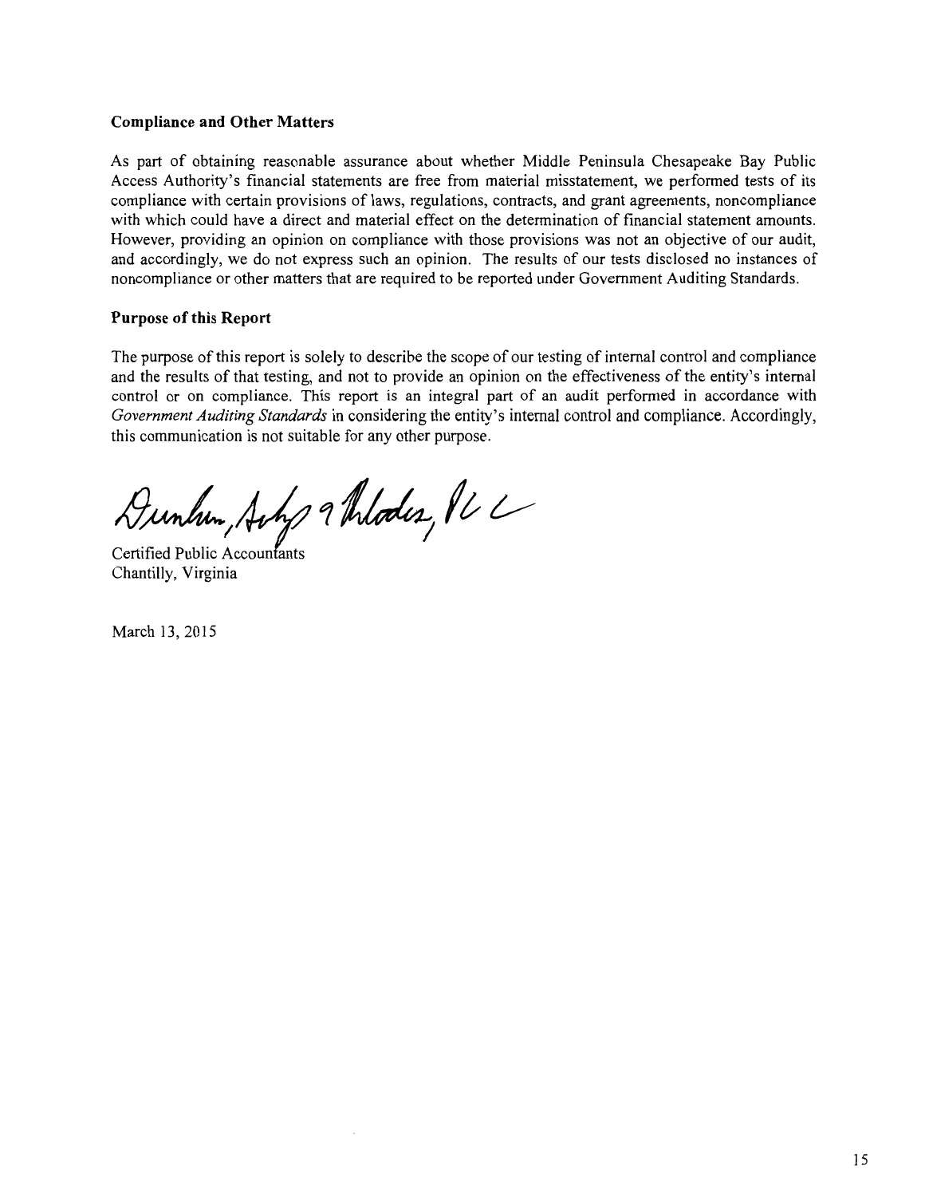### Compliance and Other Matters

As part of obtaining reasonable assurance about whether Middle Peninsula Chesapeake Bay Public Access Authority's financial statements are free from material misstatement, we performed tests of its compliance with certain provisions of laws, regulations, contracts, and grant agreements, noncompliance with which could have a direct and material effect on the determination of financial statement amounts. However, providing an opinion on compliance with those provisions was not an objective of our audit, and accordingly, we do not express such an opinion. The results of our tests disclosed no instances of noncompliance or other matters that are required to be reported under Government Auditing Standards.

### Purpose of this Report

The purpose of this report is solely to describe the scope of our testing of internal control and compliance and the results of that testing, and not to provide an opinion on the effectiveness of the entity's internal control or on compliance. This report is an integral part of an audit performed in accordance with *Government Auditing Standards* in considering the entity's internal control and compliance. Accordingly, this communication is not suitable for any other purpose.

Dunham, Aukamp & Rhodes, PLC

Certified Public Accountants
Chantilly, Virginia

March 13, 2015